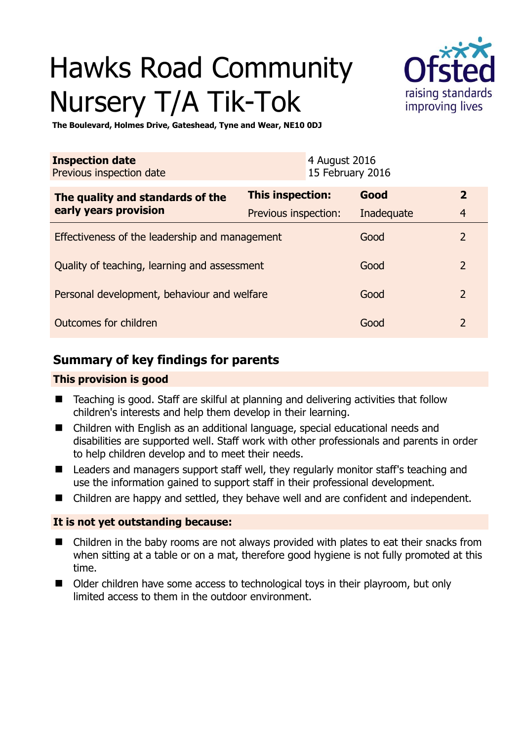# Hawks Road Community Nursery T/A Tik-Tok

**The Boulevard, Holmes Drive, Gateshead, Tyne and Wear, NE10 0DJ**

| | |
|---|---|
| **Inspection date** | 4 August 2016 |
| Previous inspection date | 15 February 2016 |

| | | | |
|---|---|---|---|
| **The quality and standards of the early years provision** | **This inspection:** | **Good** | **2** |
| | Previous inspection: | Inadequate | 4 |
| Effectiveness of the leadership and management | | Good | 2 |
| Quality of teaching, learning and assessment | | Good | 2 |
| Personal development, behaviour and welfare | | Good | 2 |
| Outcomes for children | | Good | 2 |

## Summary of key findings for parents

**This provision is good**

- Teaching is good. Staff are skilful at planning and delivering activities that follow children's interests and help them develop in their learning.
- Children with English as an additional language, special educational needs and disabilities are supported well. Staff work with other professionals and parents in order to help children develop and to meet their needs.
- Leaders and managers support staff well, they regularly monitor staff's teaching and use the information gained to support staff in their professional development.
- Children are happy and settled, they behave well and are confident and independent.

**It is not yet outstanding because:**

- Children in the baby rooms are not always provided with plates to eat their snacks from when sitting at a table or on a mat, therefore good hygiene is not fully promoted at this time.
- Older children have some access to technological toys in their playroom, but only limited access to them in the outdoor environment.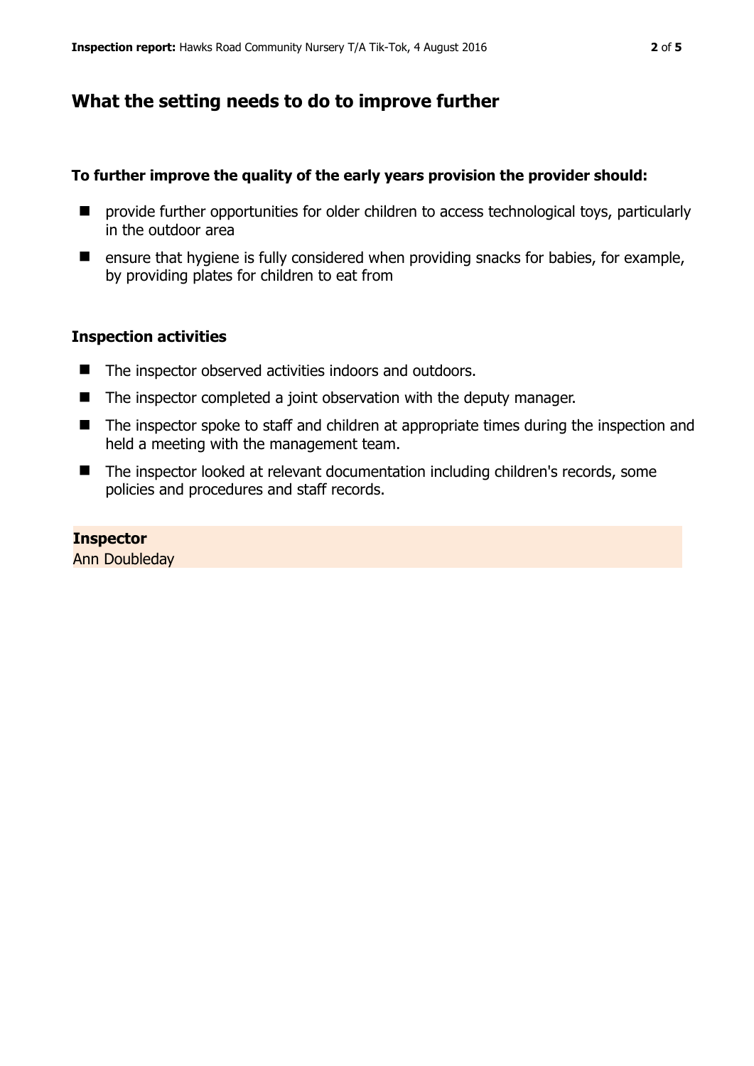## What the setting needs to do to improve further

**To further improve the quality of the early years provision the provider should:**

- provide further opportunities for older children to access technological toys, particularly in the outdoor area
- ensure that hygiene is fully considered when providing snacks for babies, for example, by providing plates for children to eat from

### Inspection activities

- The inspector observed activities indoors and outdoors.
- The inspector completed a joint observation with the deputy manager.
- The inspector spoke to staff and children at appropriate times during the inspection and held a meeting with the management team.
- The inspector looked at relevant documentation including children's records, some policies and procedures and staff records.

**Inspector**

Ann Doubleday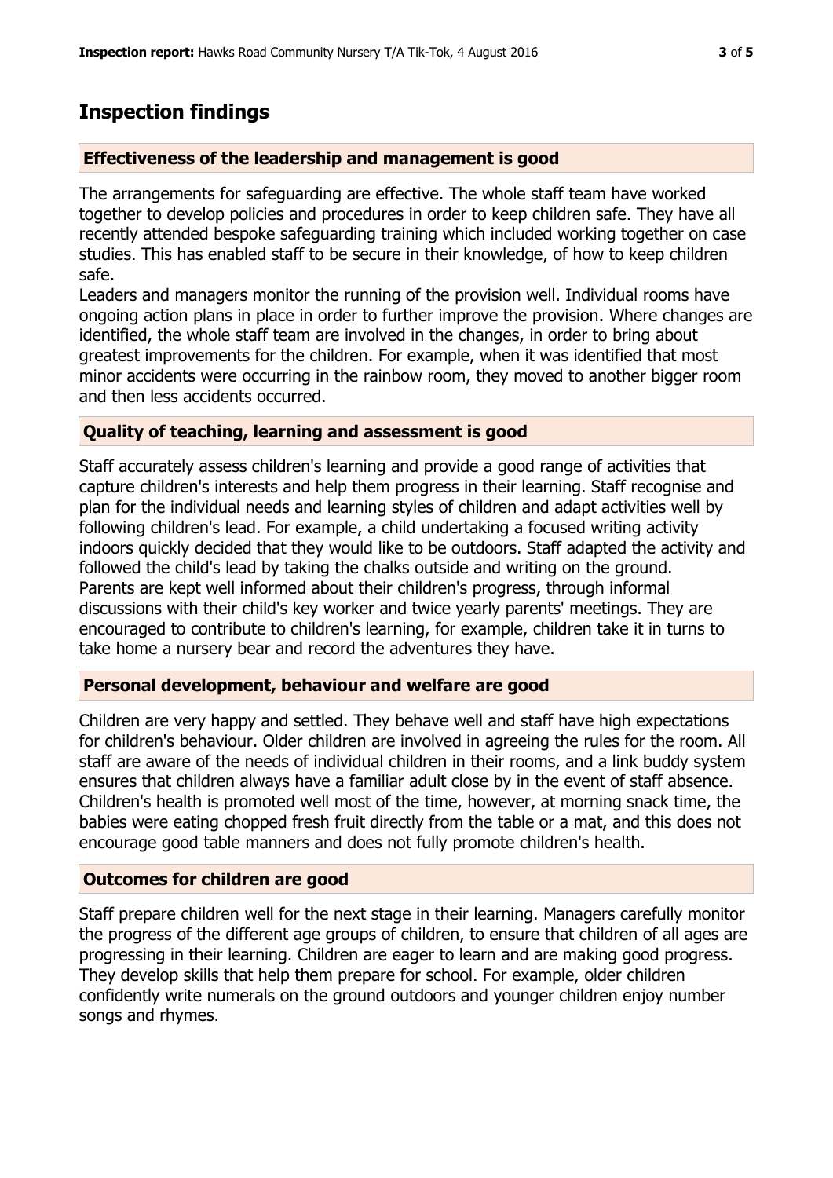## Inspection findings

### Effectiveness of the leadership and management is good

The arrangements for safeguarding are effective. The whole staff team have worked together to develop policies and procedures in order to keep children safe. They have all recently attended bespoke safeguarding training which included working together on case studies. This has enabled staff to be secure in their knowledge, of how to keep children safe.

Leaders and managers monitor the running of the provision well. Individual rooms have ongoing action plans in place in order to further improve the provision. Where changes are identified, the whole staff team are involved in the changes, in order to bring about greatest improvements for the children. For example, when it was identified that most minor accidents were occurring in the rainbow room, they moved to another bigger room and then less accidents occurred.

### Quality of teaching, learning and assessment is good

Staff accurately assess children's learning and provide a good range of activities that capture children's interests and help them progress in their learning. Staff recognise and plan for the individual needs and learning styles of children and adapt activities well by following children's lead. For example, a child undertaking a focused writing activity indoors quickly decided that they would like to be outdoors. Staff adapted the activity and followed the child's lead by taking the chalks outside and writing on the ground.

Parents are kept well informed about their children's progress, through informal discussions with their child's key worker and twice yearly parents' meetings. They are encouraged to contribute to children's learning, for example, children take it in turns to take home a nursery bear and record the adventures they have.

### Personal development, behaviour and welfare are good

Children are very happy and settled. They behave well and staff have high expectations for children's behaviour. Older children are involved in agreeing the rules for the room. All staff are aware of the needs of individual children in their rooms, and a link buddy system ensures that children always have a familiar adult close by in the event of staff absence. Children's health is promoted well most of the time, however, at morning snack time, the babies were eating chopped fresh fruit directly from the table or a mat, and this does not encourage good table manners and does not fully promote children's health.

### Outcomes for children are good

Staff prepare children well for the next stage in their learning. Managers carefully monitor the progress of the different age groups of children, to ensure that children of all ages are progressing in their learning. Children are eager to learn and are making good progress. They develop skills that help them prepare for school. For example, older children confidently write numerals on the ground outdoors and younger children enjoy number songs and rhymes.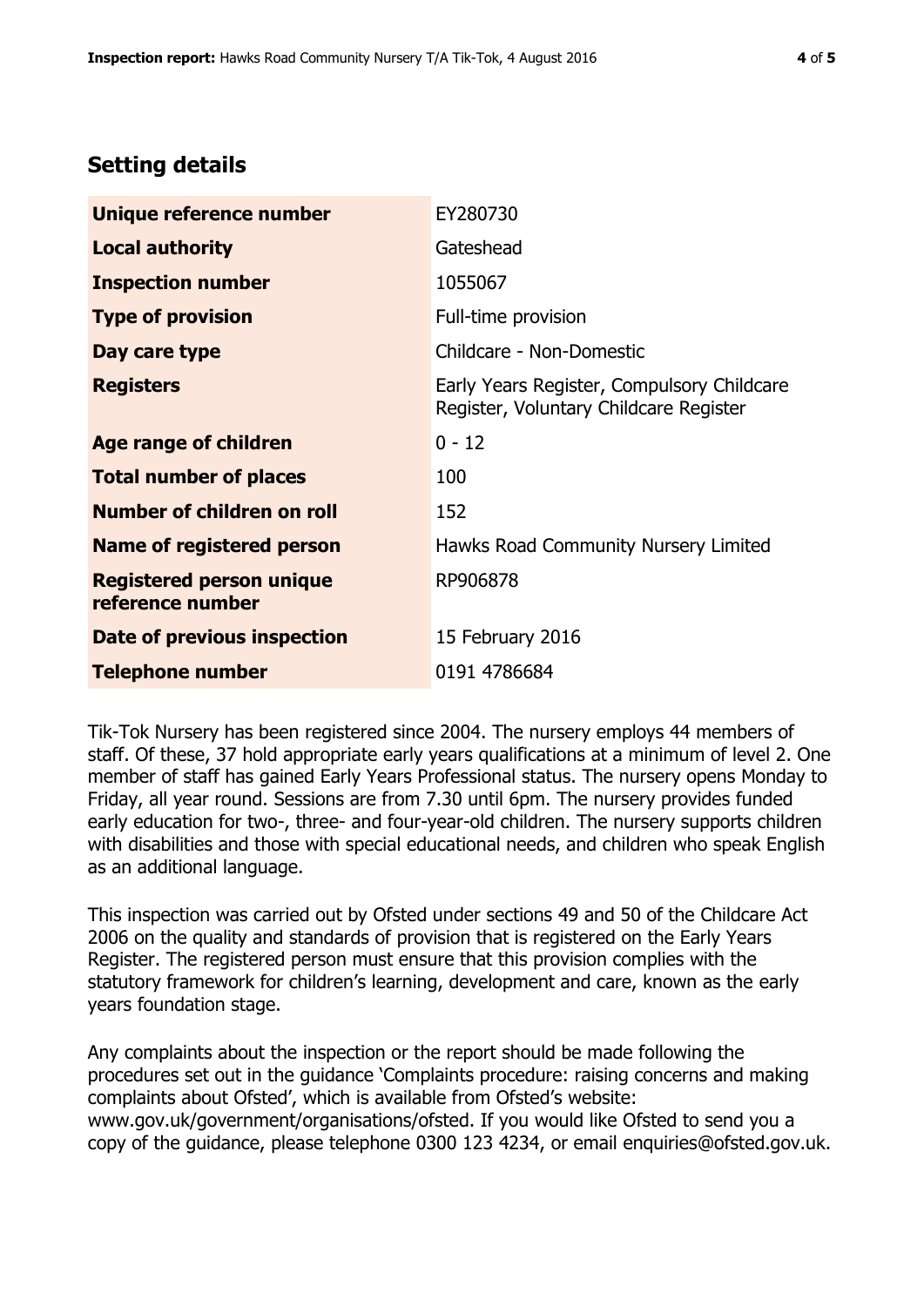## Setting details

| | |
|---|---|
| **Unique reference number** | EY280730 |
| **Local authority** | Gateshead |
| **Inspection number** | 1055067 |
| **Type of provision** | Full-time provision |
| **Day care type** | Childcare - Non-Domestic |
| **Registers** | Early Years Register, Compulsory Childcare Register, Voluntary Childcare Register |
| **Age range of children** | 0 - 12 |
| **Total number of places** | 100 |
| **Number of children on roll** | 152 |
| **Name of registered person** | Hawks Road Community Nursery Limited |
| **Registered person unique reference number** | RP906878 |
| **Date of previous inspection** | 15 February 2016 |
| **Telephone number** | 0191 4786684 |

Tik-Tok Nursery has been registered since 2004. The nursery employs 44 members of staff. Of these, 37 hold appropriate early years qualifications at a minimum of level 2. One member of staff has gained Early Years Professional status. The nursery opens Monday to Friday, all year round. Sessions are from 7.30 until 6pm. The nursery provides funded early education for two-, three- and four-year-old children. The nursery supports children with disabilities and those with special educational needs, and children who speak English as an additional language.

This inspection was carried out by Ofsted under sections 49 and 50 of the Childcare Act 2006 on the quality and standards of provision that is registered on the Early Years Register. The registered person must ensure that this provision complies with the statutory framework for children's learning, development and care, known as the early years foundation stage.

Any complaints about the inspection or the report should be made following the procedures set out in the guidance 'Complaints procedure: raising concerns and making complaints about Ofsted', which is available from Ofsted's website: www.gov.uk/government/organisations/ofsted. If you would like Ofsted to send you a copy of the guidance, please telephone 0300 123 4234, or email enquiries@ofsted.gov.uk.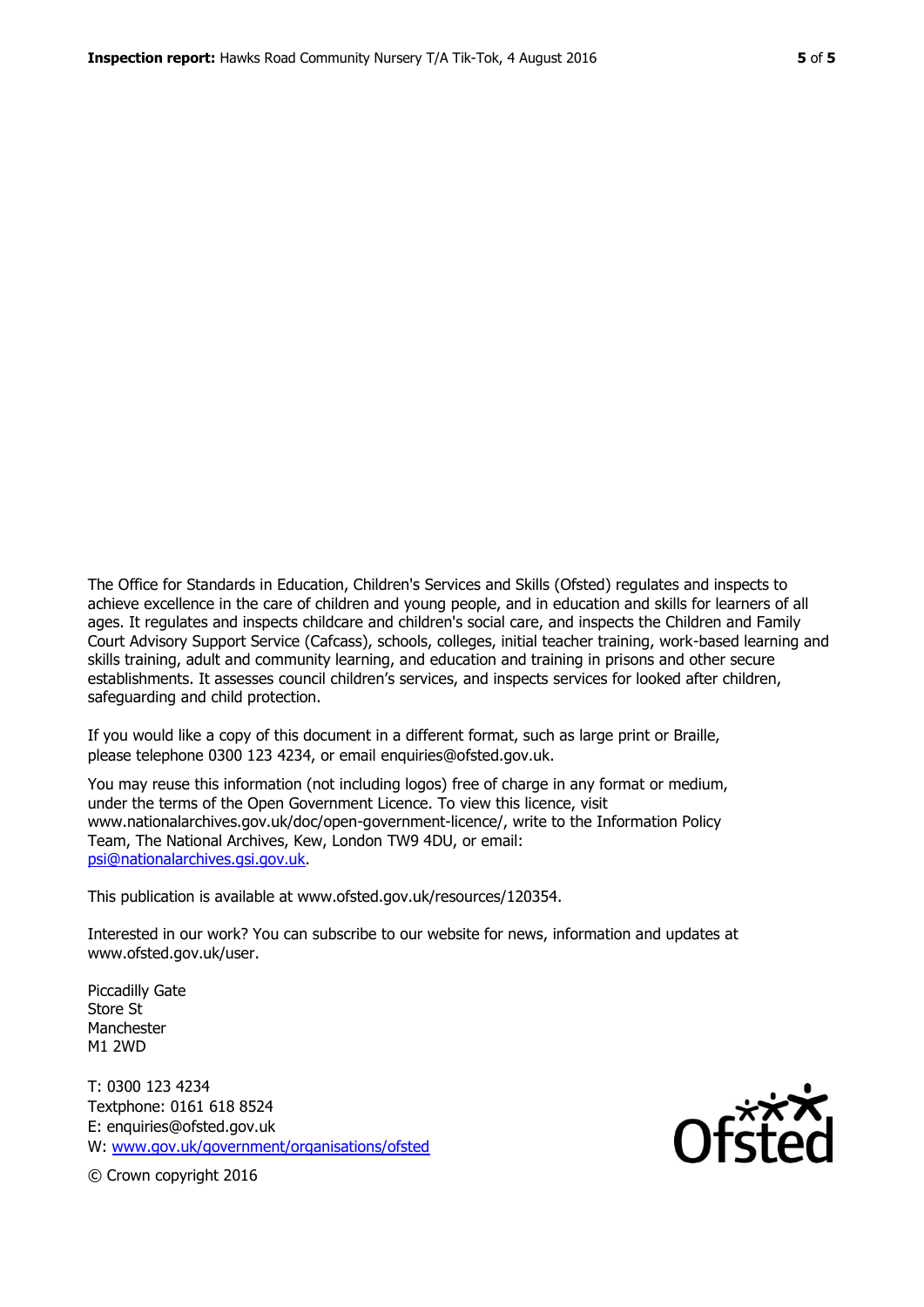The Office for Standards in Education, Children's Services and Skills (Ofsted) regulates and inspects to achieve excellence in the care of children and young people, and in education and skills for learners of all ages. It regulates and inspects childcare and children's social care, and inspects the Children and Family Court Advisory Support Service (Cafcass), schools, colleges, initial teacher training, work-based learning and skills training, adult and community learning, and education and training in prisons and other secure establishments. It assesses council children's services, and inspects services for looked after children, safeguarding and child protection.

If you would like a copy of this document in a different format, such as large print or Braille, please telephone 0300 123 4234, or email enquiries@ofsted.gov.uk.

You may reuse this information (not including logos) free of charge in any format or medium, under the terms of the Open Government Licence. To view this licence, visit www.nationalarchives.gov.uk/doc/open-government-licence/, write to the Information Policy Team, The National Archives, Kew, London TW9 4DU, or email: psi@nationalarchives.gsi.gov.uk.

This publication is available at www.ofsted.gov.uk/resources/120354.

Interested in our work? You can subscribe to our website for news, information and updates at www.ofsted.gov.uk/user.

Piccadilly Gate
Store St
Manchester
M1 2WD

T: 0300 123 4234
Textphone: 0161 618 8524
E: enquiries@ofsted.gov.uk
W: www.gov.uk/government/organisations/ofsted

© Crown copyright 2016